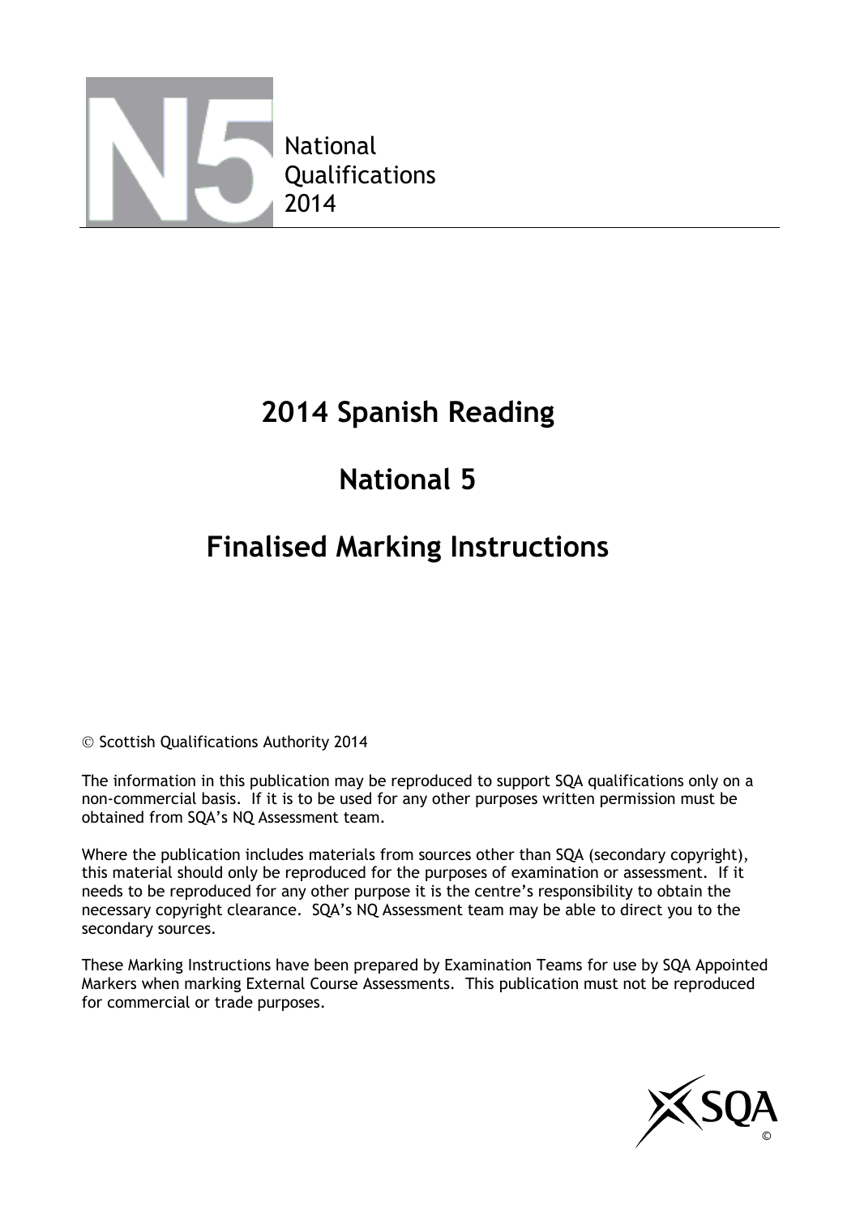National Qualifications 2014

# 2014 Spanish Reading

# National 5

# Finalised Marking Instructions

© Scottish Qualifications Authority 2014

The information in this publication may be reproduced to support SQA qualifications only on a non-commercial basis. If it is to be used for any other purposes written permission must be obtained from SQA's NQ Assessment team.

Where the publication includes materials from sources other than SQA (secondary copyright), this material should only be reproduced for the purposes of examination or assessment. If it needs to be reproduced for any other purpose it is the centre's responsibility to obtain the necessary copyright clearance. SQA's NQ Assessment team may be able to direct you to the secondary sources.

These Marking Instructions have been prepared by Examination Teams for use by SQA Appointed Markers when marking External Course Assessments. This publication must not be reproduced for commercial or trade purposes.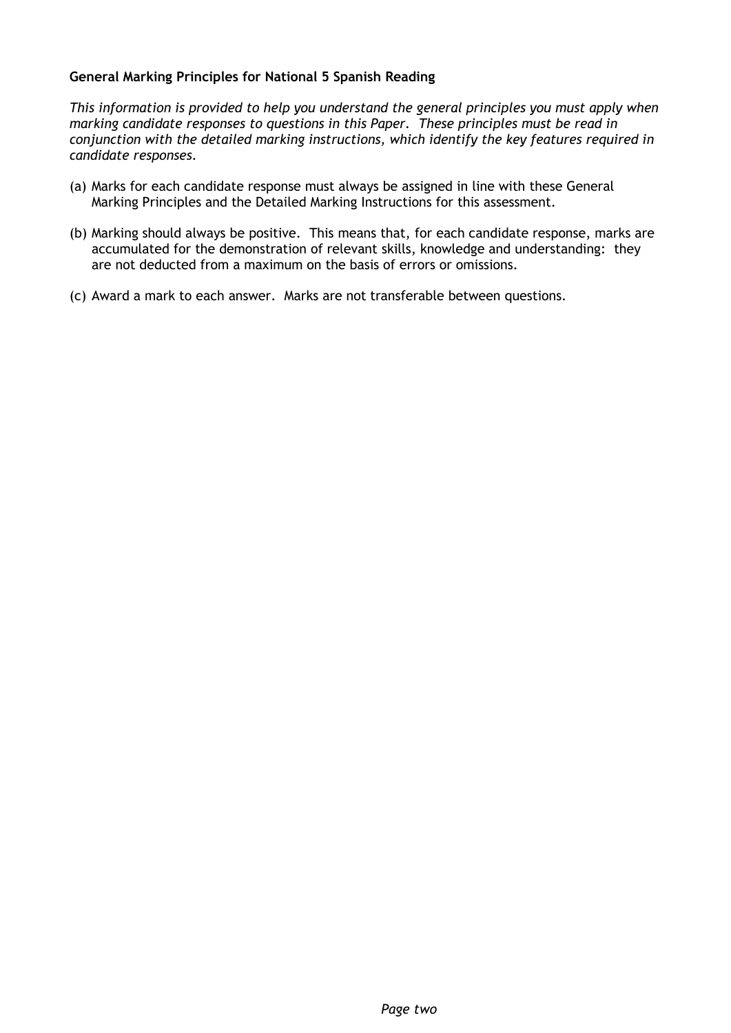**General Marking Principles for National 5 Spanish Reading**

*This information is provided to help you understand the general principles you must apply when marking candidate responses to questions in this Paper. These principles must be read in conjunction with the detailed marking instructions, which identify the key features required in candidate responses.*

(a) Marks for each candidate response must always be assigned in line with these General Marking Principles and the Detailed Marking Instructions for this assessment.

(b) Marking should always be positive. This means that, for each candidate response, marks are accumulated for the demonstration of relevant skills, knowledge and understanding: they are not deducted from a maximum on the basis of errors or omissions.

(c) Award a mark to each answer. Marks are not transferable between questions.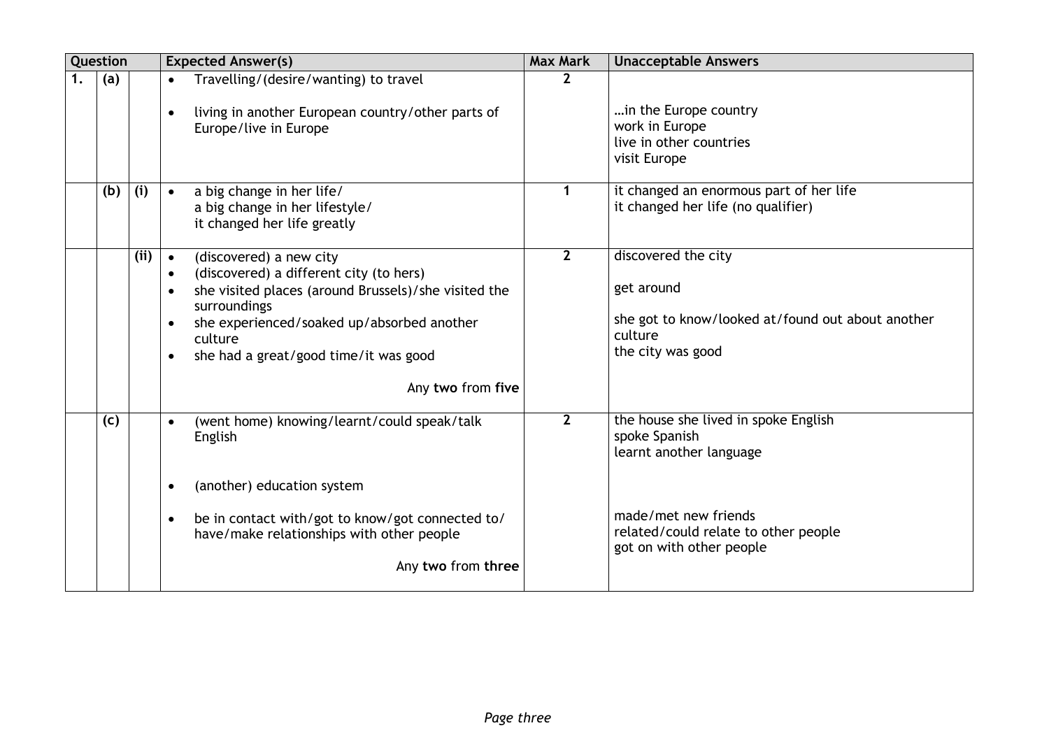| Question | | | Expected Answer(s) | Max Mark | Unacceptable Answers |
|---|---|---|---|---|---|
| 1. | (a) | | • Travelling/(desire/wanting) to travel<br><br>• living in another European country/other parts of Europe/live in Europe | 2 | …in the Europe country<br>work in Europe<br>live in other countries<br>visit Europe |
| | (b) | (i) | • a big change in her life/<br>a big change in her lifestyle/<br>it changed her life greatly | 1 | it changed an enormous part of her life<br>it changed her life (no qualifier) |
| | | (ii) | • (discovered) a new city<br>• (discovered) a different city (to hers)<br>• she visited places (around Brussels)/she visited the surroundings<br>• she experienced/soaked up/absorbed another culture<br>• she had a great/good time/it was good<br><br>Any **two** from **five** | 2 | discovered the city<br><br>get around<br><br>she got to know/looked at/found out about another culture<br>the city was good |
| | (c) | | • (went home) knowing/learnt/could speak/talk English<br><br>• (another) education system<br><br>• be in contact with/got to know/got connected to/ have/make relationships with other people<br><br>Any **two** from **three** | 2 | the house she lived in spoke English<br>spoke Spanish<br>learnt another language<br><br>made/met new friends<br>related/could relate to other people<br>got on with other people |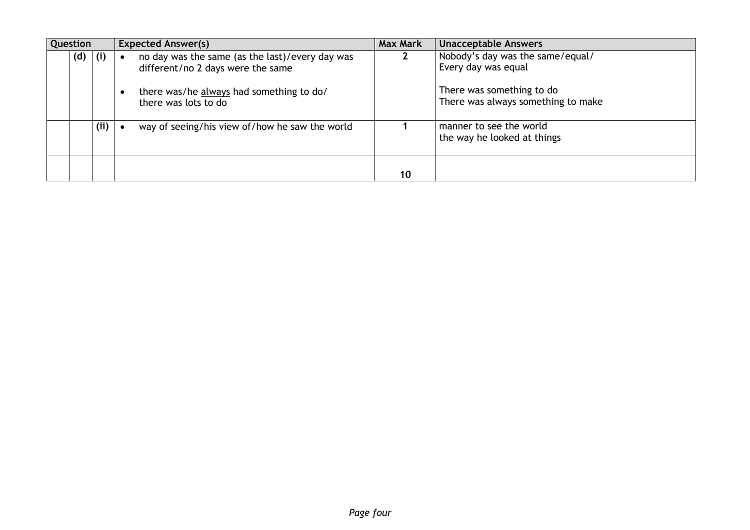| Question | | | Expected Answer(s) | Max Mark | Unacceptable Answers |
|---|---|---|---|---|---|
| | (d) | (i) | • no day was the same (as the last)/every day was different/no 2 days were the same<br><br>• there was/he <u>always</u> had something to do/ there was lots to do | 2 | Nobody's day was the same/equal/ Every day was equal<br><br>There was something to do<br>There was always something to make |
| | | (ii) | • way of seeing/his view of/how he saw the world | 1 | manner to see the world<br>the way he looked at things |
| | | | | 10 | |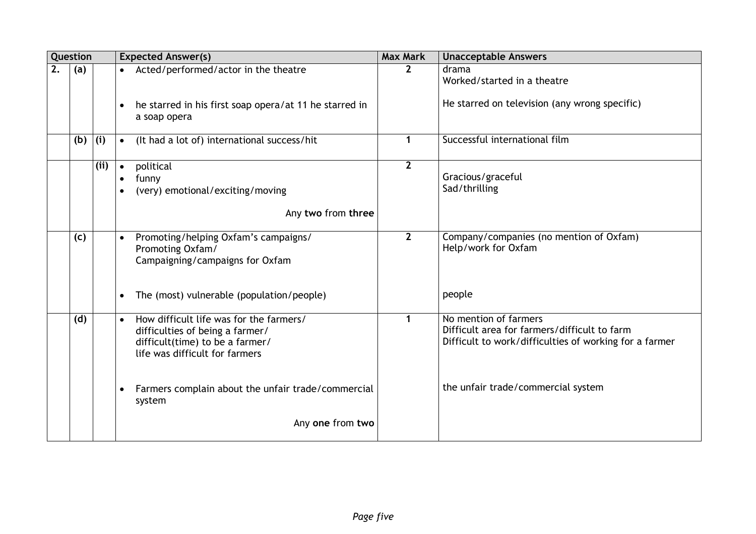| Question | | | Expected Answer(s) | Max Mark | Unacceptable Answers |
|---|---|---|---|---|---|
| 2. | (a) | | • Acted/performed/actor in the theatre<br><br>• he starred in his first soap opera/at 11 he starred in a soap opera | 2 | drama<br>Worked/started in a theatre<br><br>He starred on television (any wrong specific) |
| | (b) | (i) | • (It had a lot of) international success/hit | 1 | Successful international film |
| | | (ii) | • political<br>• funny<br>• (very) emotional/exciting/moving<br><br>Any **two** from **three** | 2 | Gracious/graceful<br>Sad/thrilling |
| | (c) | | • Promoting/helping Oxfam's campaigns/ Promoting Oxfam/ Campaigning/campaigns for Oxfam<br><br>• The (most) vulnerable (population/people) | 2 | Company/companies (no mention of Oxfam)<br>Help/work for Oxfam<br><br>people |
| | (d) | | • How difficult life was for the farmers/ difficulties of being a farmer/ difficult(time) to be a farmer/ life was difficult for farmers<br><br>• Farmers complain about the unfair trade/commercial system<br><br>Any **one** from **two** | 1 | No mention of farmers<br>Difficult area for farmers/difficult to farm<br>Difficult to work/difficulties of working for a farmer<br><br>the unfair trade/commercial system |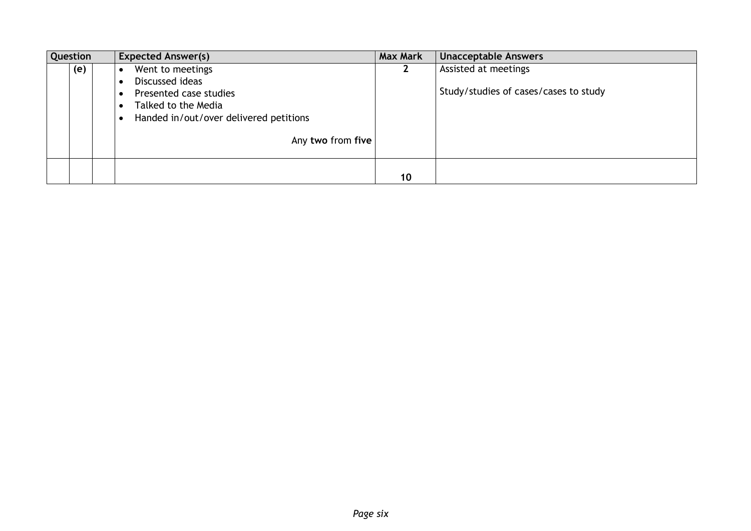| Question | | | Expected Answer(s) | Max Mark | Unacceptable Answers |
|---|---|---|---|---|---|
| | (e) | | • Went to meetings<br>• Discussed ideas<br>• Presented case studies<br>• Talked to the Media<br>• Handed in/out/over delivered petitions<br><br>Any **two** from **five** | 2 | Assisted at meetings<br><br>Study/studies of cases/cases to study |
| | | | | **10** | |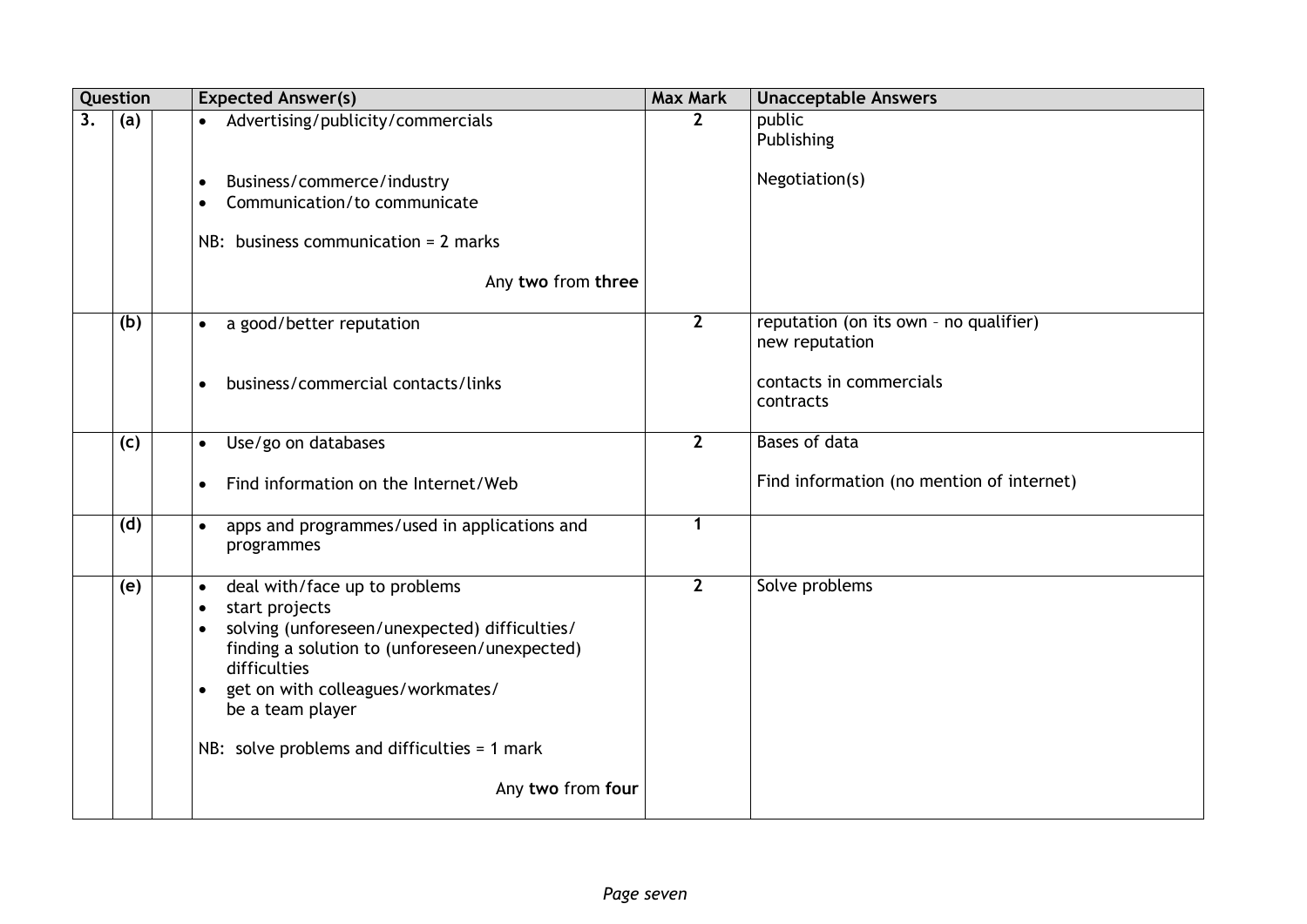| Question | | | Expected Answer(s) | Max Mark | Unacceptable Answers |
|---|---|---|---|---|---|
| 3. | (a) | | • Advertising/publicity/commercials<br><br>• Business/commerce/industry<br>• Communication/to communicate<br><br>NB: business communication = 2 marks<br><br>Any **two** from **three** | 2 | public<br>Publishing<br><br>Negotiation(s) |
| | (b) | | • a good/better reputation<br><br>• business/commercial contacts/links | 2 | reputation (on its own – no qualifier)<br>new reputation<br><br>contacts in commercials<br>contracts |
| | (c) | | • Use/go on databases<br><br>• Find information on the Internet/Web | 2 | Bases of data<br><br>Find information (no mention of internet) |
| | (d) | | • apps and programmes/used in applications and programmes | 1 | |
| | (e) | | • deal with/face up to problems<br>• start projects<br>• solving (unforeseen/unexpected) difficulties/ finding a solution to (unforeseen/unexpected) difficulties<br>• get on with colleagues/workmates/ be a team player<br><br>NB: solve problems and difficulties = 1 mark<br><br>Any **two** from **four** | 2 | Solve problems |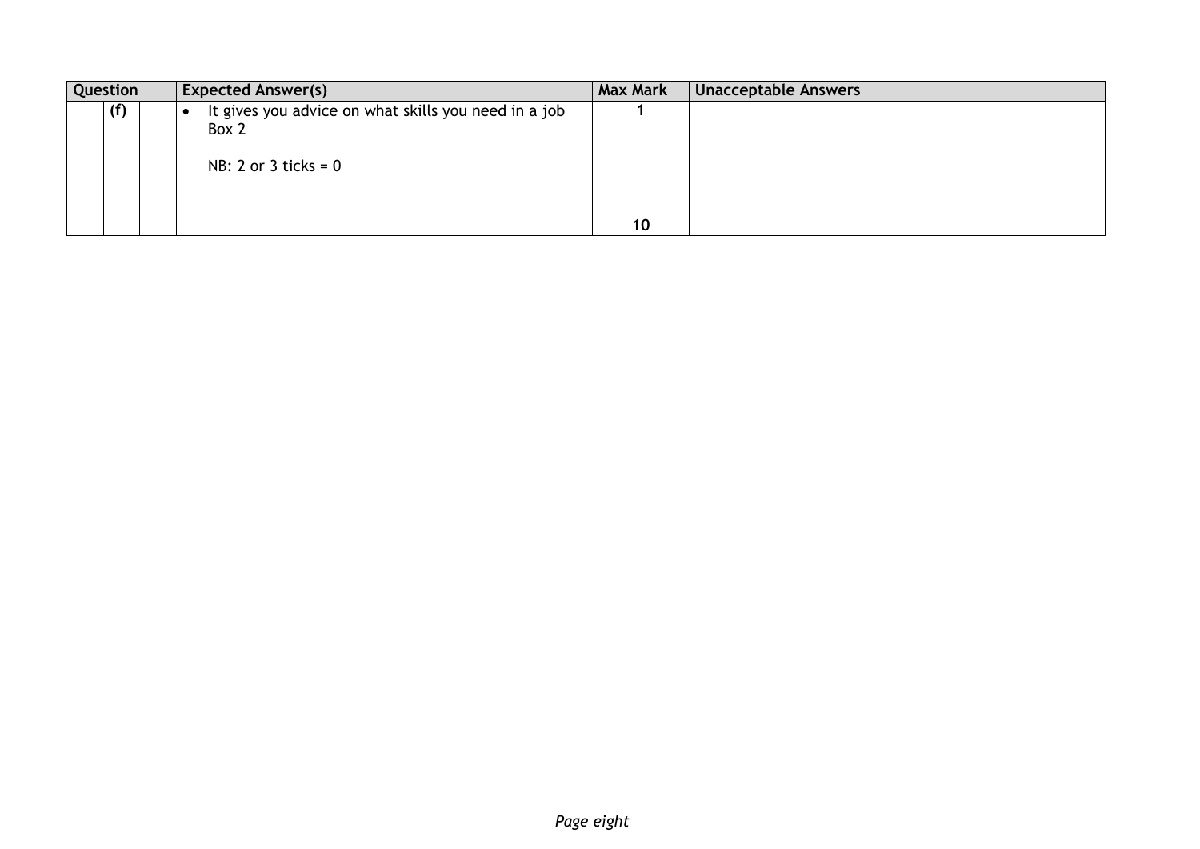| Question | | | Expected Answer(s) | Max Mark | Unacceptable Answers |
| --- | --- | --- | --- | --- | --- |
| | (f) | | • It gives you advice on what skills you need in a job<br>Box 2<br><br>NB: 2 or 3 ticks = 0 | 1 | |
| | | | | 10 | |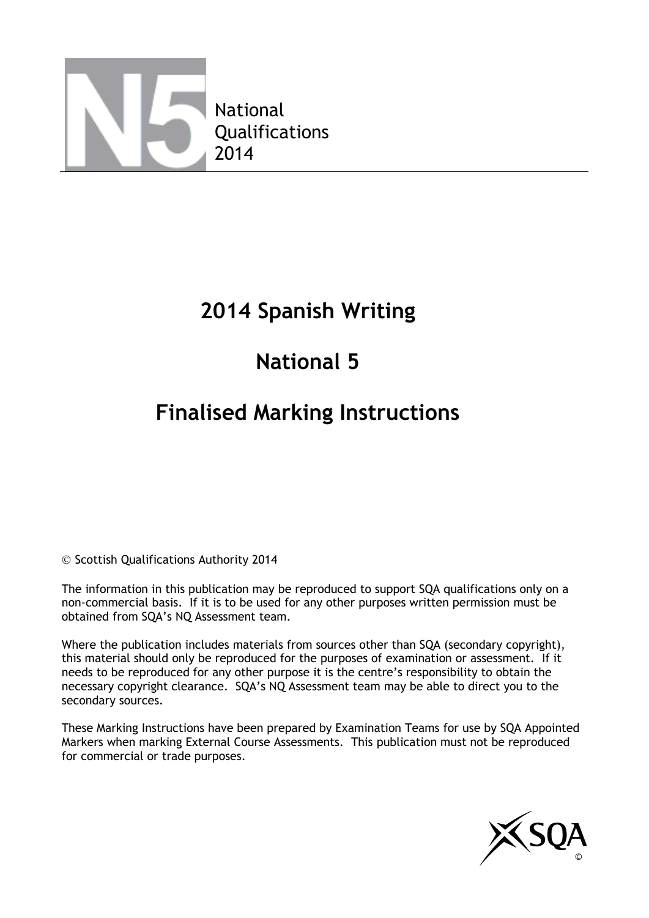National
Qualifications
2014

# 2014 Spanish Writing

# National 5

# Finalised Marking Instructions

© Scottish Qualifications Authority 2014

The information in this publication may be reproduced to support SQA qualifications only on a non-commercial basis. If it is to be used for any other purposes written permission must be obtained from SQA's NQ Assessment team.

Where the publication includes materials from sources other than SQA (secondary copyright), this material should only be reproduced for the purposes of examination or assessment. If it needs to be reproduced for any other purpose it is the centre's responsibility to obtain the necessary copyright clearance. SQA's NQ Assessment team may be able to direct you to the secondary sources.

These Marking Instructions have been prepared by Examination Teams for use by SQA Appointed Markers when marking External Course Assessments. This publication must not be reproduced for commercial or trade purposes.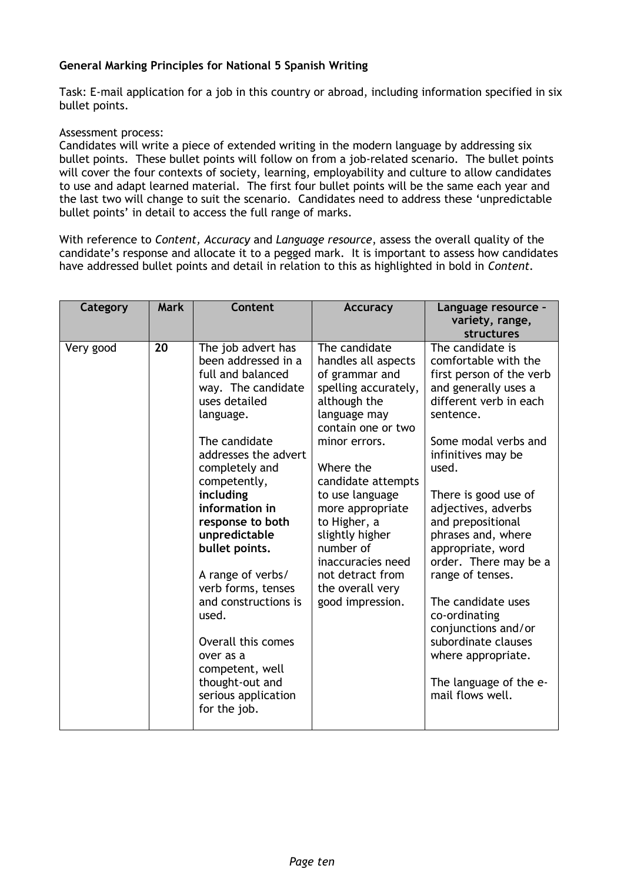**General Marking Principles for National 5 Spanish Writing**

Task: E-mail application for a job in this country or abroad, including information specified in six bullet points.

Assessment process:
Candidates will write a piece of extended writing in the modern language by addressing six bullet points. These bullet points will follow on from a job-related scenario. The bullet points will cover the four contexts of society, learning, employability and culture to allow candidates to use and adapt learned material. The first four bullet points will be the same each year and the last two will change to suit the scenario. Candidates need to address these 'unpredictable bullet points' in detail to access the full range of marks.

With reference to *Content, Accuracy* and *Language resource*, assess the overall quality of the candidate's response and allocate it to a pegged mark. It is important to assess how candidates have addressed bullet points and detail in relation to this as highlighted in bold in *Content*.

| Category | Mark | Content | Accuracy | Language resource – variety, range, structures |
|---|---|---|---|---|
| Very good | **20** | The job advert has been addressed in a full and balanced way. The candidate uses detailed language.<br><br>The candidate addresses the advert completely and competently, **including information in response to both unpredictable bullet points.**<br><br>A range of verbs/ verb forms, tenses and constructions is used.<br><br>Overall this comes over as a competent, well thought-out and serious application for the job. | The candidate handles all aspects of grammar and spelling accurately, although the language may contain one or two minor errors.<br><br>Where the candidate attempts to use language more appropriate to Higher, a slightly higher number of inaccuracies need not detract from the overall very good impression. | The candidate is comfortable with the first person of the verb and generally uses a different verb in each sentence.<br><br>Some modal verbs and infinitives may be used.<br><br>There is good use of adjectives, adverbs and prepositional phrases and, where appropriate, word order. There may be a range of tenses.<br><br>The candidate uses co-ordinating conjunctions and/or subordinate clauses where appropriate.<br><br>The language of the e-mail flows well. |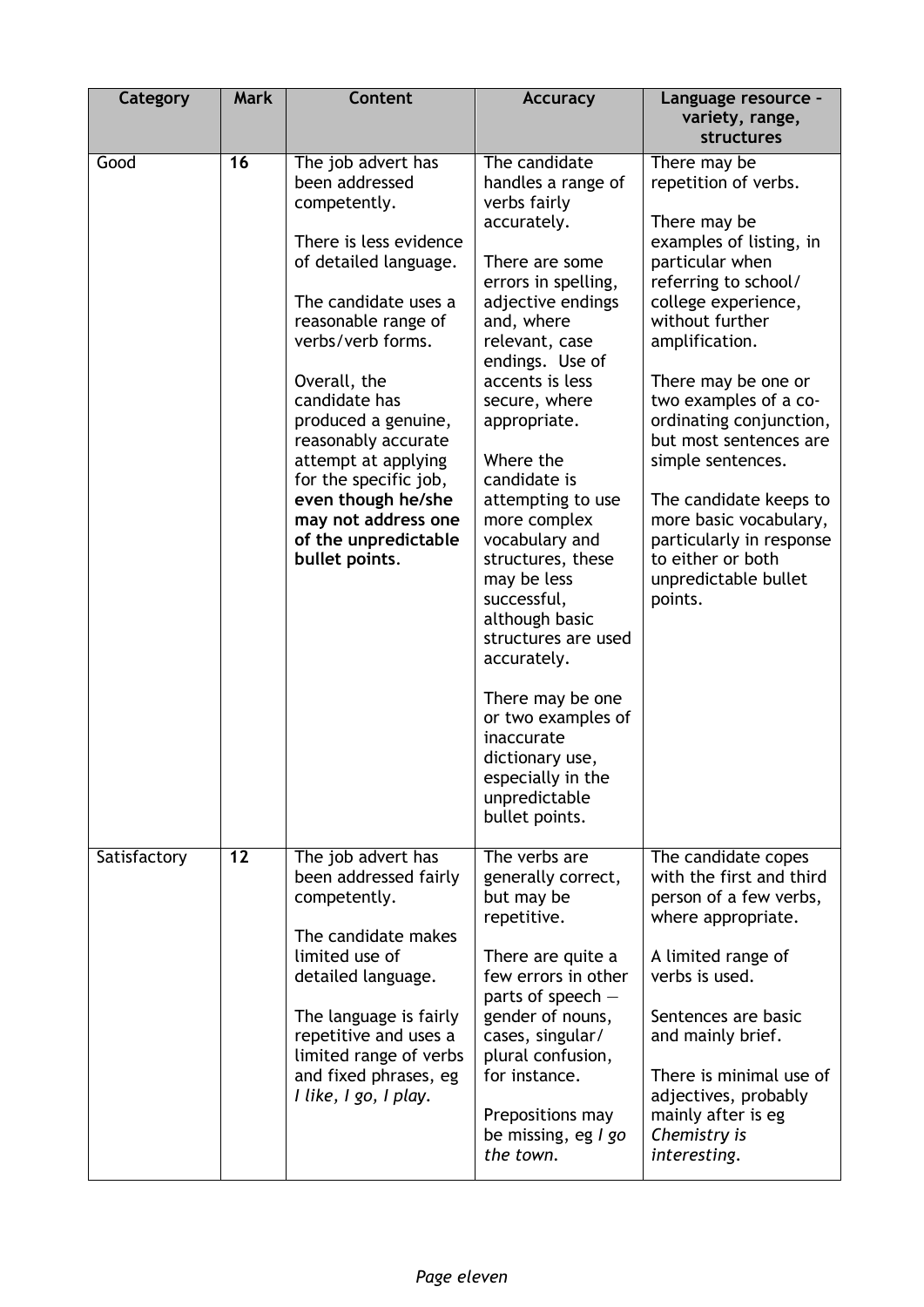| Category | Mark | Content | Accuracy | Language resource – variety, range, structures |
|---|---|---|---|---|
| Good | **16** | The job advert has been addressed competently.<br><br>There is less evidence of detailed language.<br><br>The candidate uses a reasonable range of verbs/verb forms.<br><br>Overall, the candidate has produced a genuine, reasonably accurate attempt at applying for the specific job, **even though he/she may not address one of the unpredictable bullet points**. | The candidate handles a range of verbs fairly accurately.<br><br>There are some errors in spelling, adjective endings and, where relevant, case endings. Use of accents is less secure, where appropriate.<br><br>Where the candidate is attempting to use more complex vocabulary and structures, these may be less successful, although basic structures are used accurately.<br><br>There may be one or two examples of inaccurate dictionary use, especially in the unpredictable bullet points. | There may be repetition of verbs.<br><br>There may be examples of listing, in particular when referring to school/ college experience, without further amplification.<br><br>There may be one or two examples of a co-ordinating conjunction, but most sentences are simple sentences.<br><br>The candidate keeps to more basic vocabulary, particularly in response to either or both unpredictable bullet points. |
| Satisfactory | **12** | The job advert has been addressed fairly competently.<br><br>The candidate makes limited use of detailed language.<br><br>The language is fairly repetitive and uses a limited range of verbs and fixed phrases, eg *I like, I go, I play*. | The verbs are generally correct, but may be repetitive.<br><br>There are quite a few errors in other parts of speech — gender of nouns, cases, singular/ plural confusion, for instance.<br><br>Prepositions may be missing, eg *I go the town*. | The candidate copes with the first and third person of a few verbs, where appropriate.<br><br>A limited range of verbs is used.<br><br>Sentences are basic and mainly brief.<br><br>There is minimal use of adjectives, probably mainly after is eg *Chemistry is interesting*. |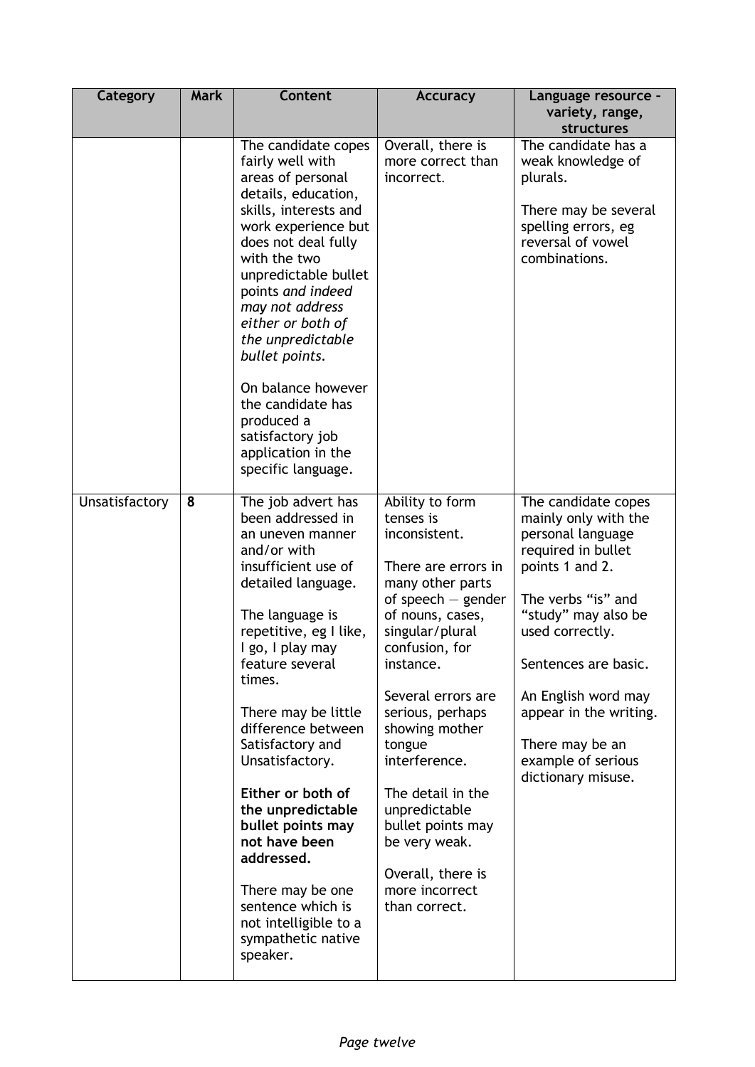| Category | Mark | Content | Accuracy | Language resource – variety, range, structures |
|---|---|---|---|---|
| | | The candidate copes fairly well with areas of personal details, education, skills, interests and work experience but does not deal fully with the two unpredictable bullet points *and indeed may not address either or both of the unpredictable bullet points.*<br><br>On balance however the candidate has produced a satisfactory job application in the specific language. | Overall, there is more correct than incorrect. | The candidate has a weak knowledge of plurals.<br><br>There may be several spelling errors, eg reversal of vowel combinations. |
| Unsatisfactory | **8** | The job advert has been addressed in an uneven manner and/or with insufficient use of detailed language.<br><br>The language is repetitive, eg I like, I go, I play may feature several times.<br><br>There may be little difference between Satisfactory and Unsatisfactory.<br><br>**Either or both of the unpredictable bullet points may not have been addressed.**<br><br>There may be one sentence which is not intelligible to a sympathetic native speaker. | Ability to form tenses is inconsistent.<br><br>There are errors in many other parts of speech — gender of nouns, cases, singular/plural confusion, for instance.<br><br>Several errors are serious, perhaps showing mother tongue interference.<br><br>The detail in the unpredictable bullet points may be very weak.<br><br>Overall, there is more incorrect than correct. | The candidate copes mainly only with the personal language required in bullet points 1 and 2.<br><br>The verbs "is" and "study" may also be used correctly.<br><br>Sentences are basic.<br><br>An English word may appear in the writing.<br><br>There may be an example of serious dictionary misuse. |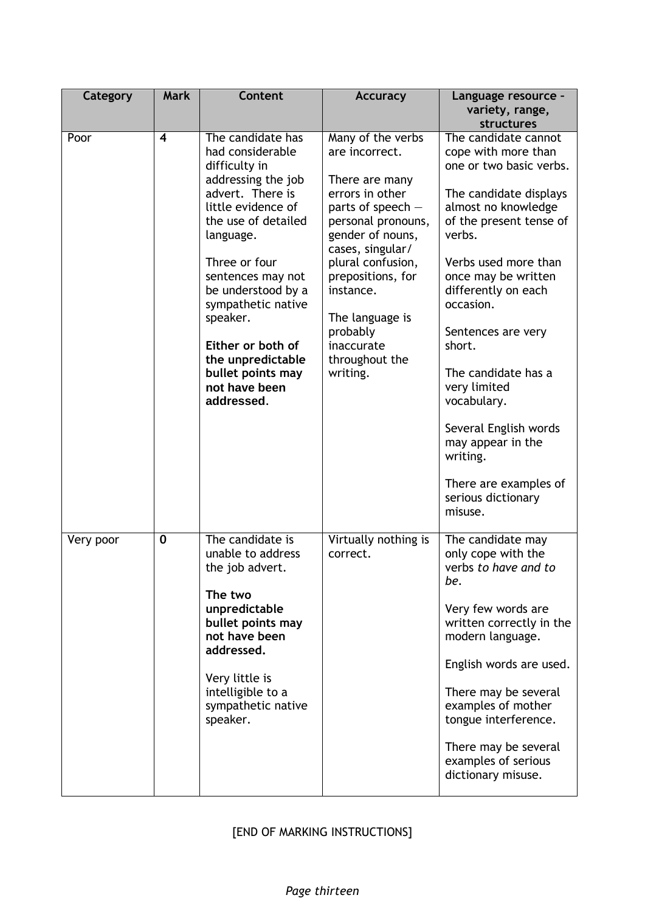| Category | Mark | Content | Accuracy | Language resource – variety, range, structures |
|---|---|---|---|---|
| Poor | **4** | The candidate has had considerable difficulty in addressing the job advert. There is little evidence of the use of detailed language.<br><br>Three or four sentences may not be understood by a sympathetic native speaker.<br><br>**Either or both of the unpredictable bullet points may not have been addressed**. | Many of the verbs are incorrect.<br><br>There are many errors in other parts of speech — personal pronouns, gender of nouns, cases, singular/ plural confusion, prepositions, for instance.<br><br>The language is probably inaccurate throughout the writing. | The candidate cannot cope with more than one or two basic verbs.<br><br>The candidate displays almost no knowledge of the present tense of verbs.<br><br>Verbs used more than once may be written differently on each occasion.<br><br>Sentences are very short.<br><br>The candidate has a very limited vocabulary.<br><br>Several English words may appear in the writing.<br><br>There are examples of serious dictionary misuse. |
| Very poor | **0** | The candidate is unable to address the job advert.<br><br>**The two unpredictable bullet points may not have been addressed.**<br><br>Very little is intelligible to a sympathetic native speaker. | Virtually nothing is correct. | The candidate may only cope with the verbs *to have and to be*.<br><br>Very few words are written correctly in the modern language.<br><br>English words are used.<br><br>There may be several examples of mother tongue interference.<br><br>There may be several examples of serious dictionary misuse. |

[END OF MARKING INSTRUCTIONS]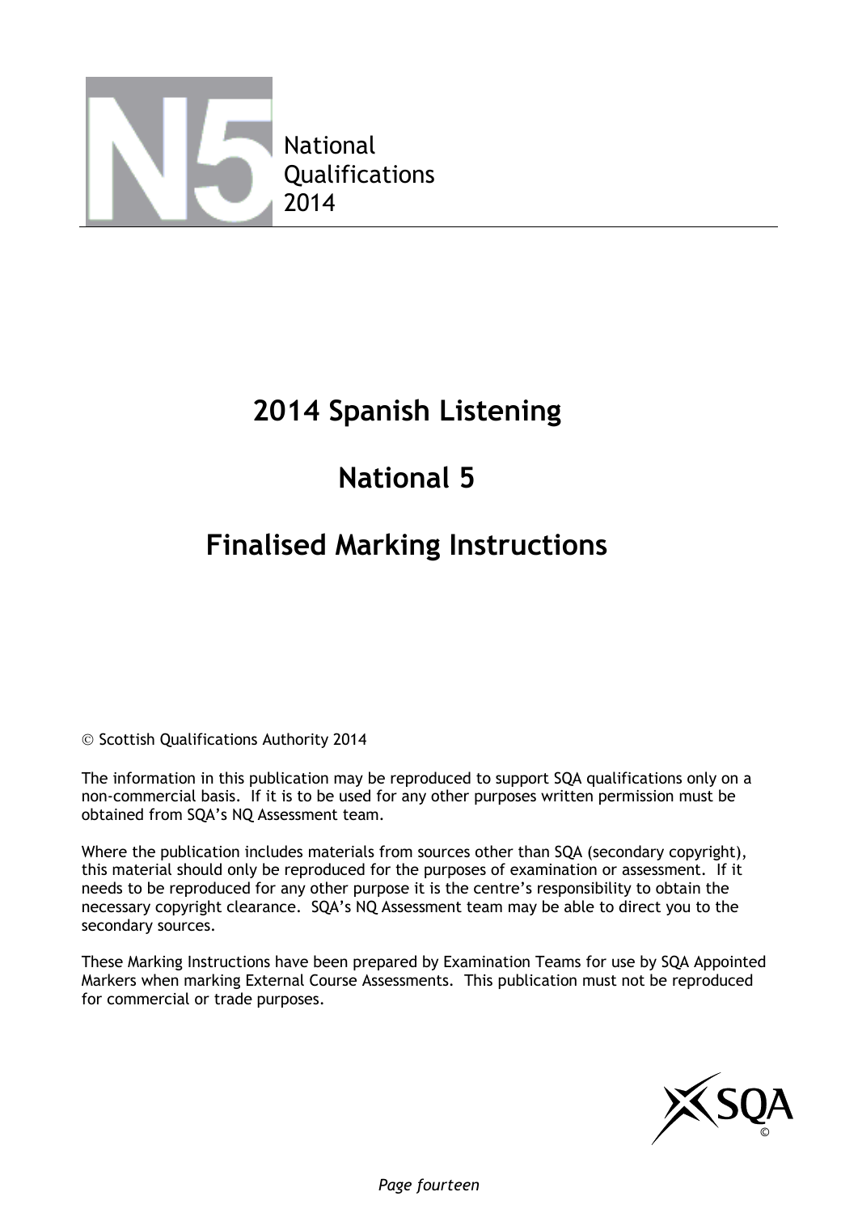National
Qualifications
2014

# 2014 Spanish Listening

# National 5

# Finalised Marking Instructions

© Scottish Qualifications Authority 2014

The information in this publication may be reproduced to support SQA qualifications only on a non-commercial basis. If it is to be used for any other purposes written permission must be obtained from SQA's NQ Assessment team.

Where the publication includes materials from sources other than SQA (secondary copyright), this material should only be reproduced for the purposes of examination or assessment. If it needs to be reproduced for any other purpose it is the centre's responsibility to obtain the necessary copyright clearance. SQA's NQ Assessment team may be able to direct you to the secondary sources.

These Marking Instructions have been prepared by Examination Teams for use by SQA Appointed Markers when marking External Course Assessments. This publication must not be reproduced for commercial or trade purposes.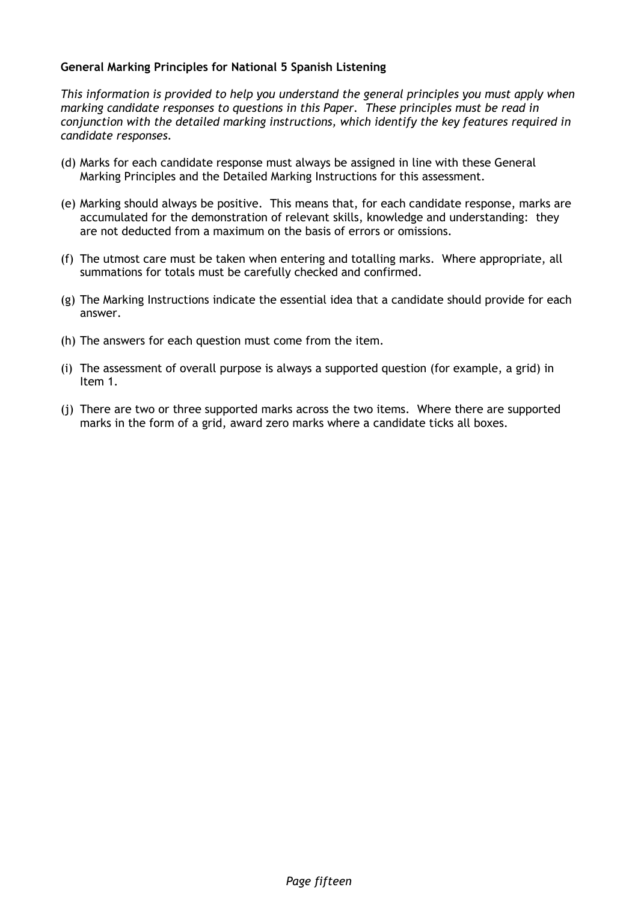**General Marking Principles for National 5 Spanish Listening**

*This information is provided to help you understand the general principles you must apply when marking candidate responses to questions in this Paper. These principles must be read in conjunction with the detailed marking instructions, which identify the key features required in candidate responses.*

(d) Marks for each candidate response must always be assigned in line with these General Marking Principles and the Detailed Marking Instructions for this assessment.

(e) Marking should always be positive. This means that, for each candidate response, marks are accumulated for the demonstration of relevant skills, knowledge and understanding: they are not deducted from a maximum on the basis of errors or omissions.

(f) The utmost care must be taken when entering and totalling marks. Where appropriate, all summations for totals must be carefully checked and confirmed.

(g) The Marking Instructions indicate the essential idea that a candidate should provide for each answer.

(h) The answers for each question must come from the item.

(i) The assessment of overall purpose is always a supported question (for example, a grid) in Item 1.

(j) There are two or three supported marks across the two items. Where there are supported marks in the form of a grid, award zero marks where a candidate ticks all boxes.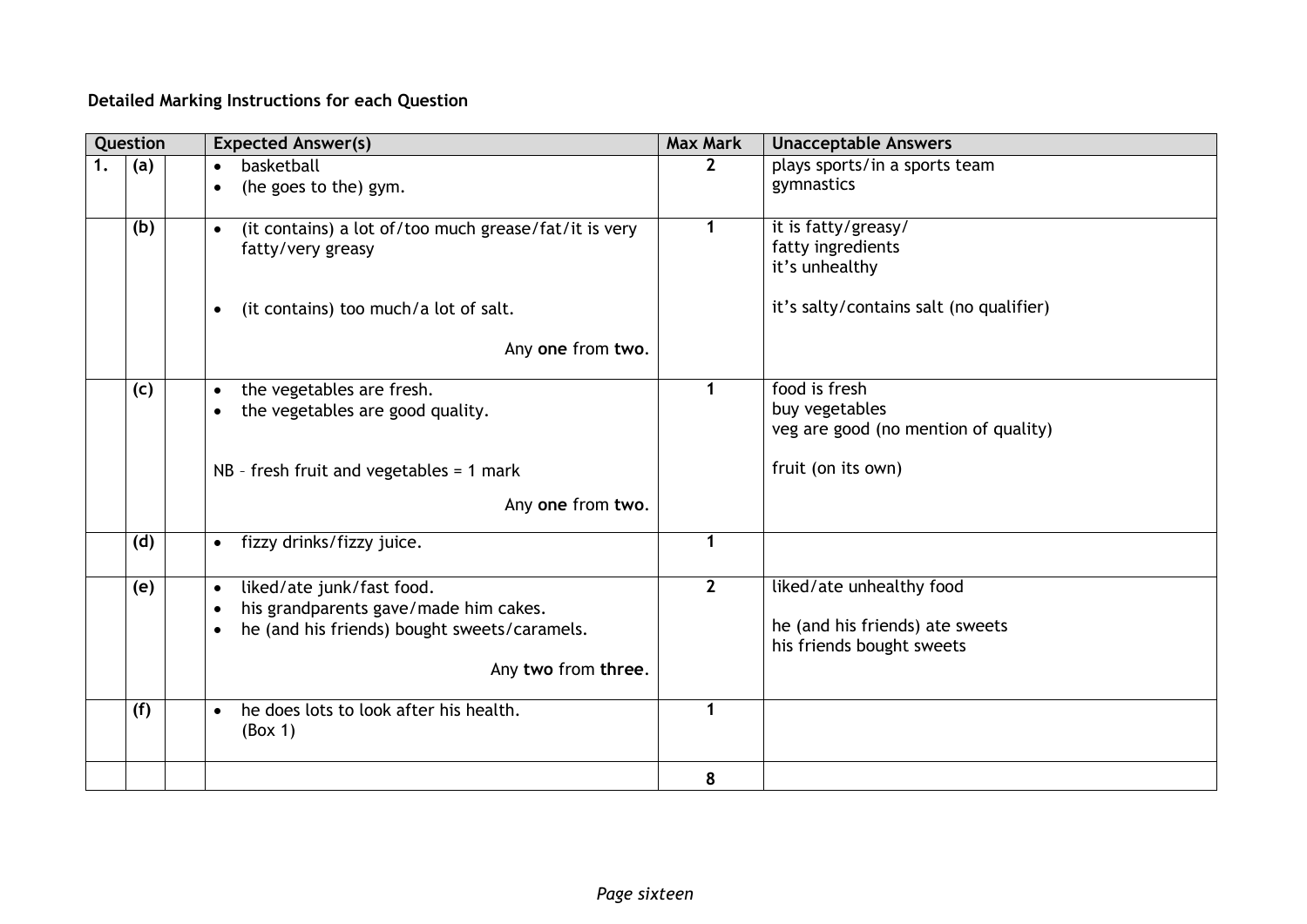**Detailed Marking Instructions for each Question**

| Question | | | Expected Answer(s) | Max Mark | Unacceptable Answers |
|---|---|---|---|---|---|
| 1. | (a) | | • basketball<br>• (he goes to the) gym. | 2 | plays sports/in a sports team<br>gymnastics |
| | (b) | | • (it contains) a lot of/too much grease/fat/it is very fatty/very greasy<br><br>• (it contains) too much/a lot of salt.<br><br>Any **one** from **two**. | 1 | it is fatty/greasy/<br>fatty ingredients<br>it's unhealthy<br><br>it's salty/contains salt (no qualifier) |
| | (c) | | • the vegetables are fresh.<br>• the vegetables are good quality.<br><br>NB – fresh fruit and vegetables = 1 mark<br><br>Any **one** from **two**. | 1 | food is fresh<br>buy vegetables<br>veg are good (no mention of quality)<br><br>fruit (on its own) |
| | (d) | | • fizzy drinks/fizzy juice. | 1 | |
| | (e) | | • liked/ate junk/fast food.<br>• his grandparents gave/made him cakes.<br>• he (and his friends) bought sweets/caramels.<br><br>Any **two** from **three**. | 2 | liked/ate unhealthy food<br><br>he (and his friends) ate sweets<br>his friends bought sweets |
| | (f) | | • he does lots to look after his health.<br>(Box 1) | 1 | |
| | | | | 8 | |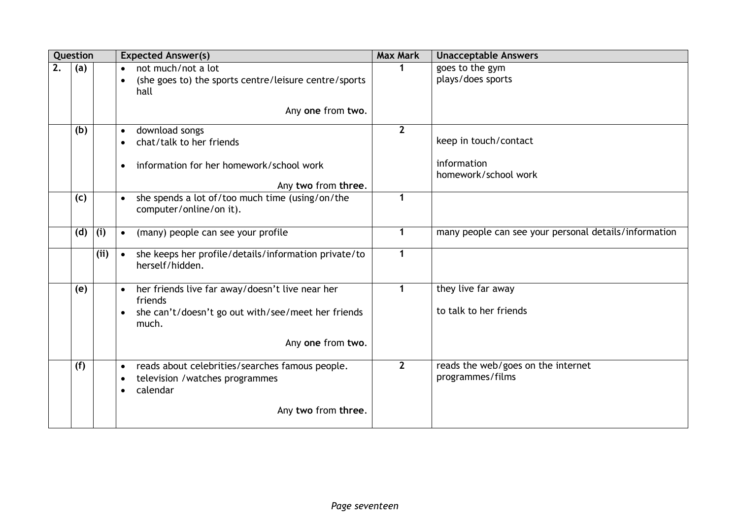| Question | | | Expected Answer(s) | Max Mark | Unacceptable Answers |
|---|---|---|---|---|---|
| 2. | (a) | | • not much/not a lot<br>• (she goes to) the sports centre/leisure centre/sports hall<br><br>Any **one** from **two**. | 1 | goes to the gym<br>plays/does sports |
| | (b) | | • download songs<br>• chat/talk to her friends<br><br>• information for her homework/school work<br><br>Any **two** from **three**. | 2 | <br>keep in touch/contact<br><br>information<br>homework/school work |
| | (c) | | • she spends a lot of/too much time (using/on/the computer/online/on it). | 1 | |
| | (d) | (i) | • (many) people can see your profile | 1 | many people can see your personal details/information |
| | | (ii) | • she keeps her profile/details/information private/to herself/hidden. | 1 | |
| | (e) | | • her friends live far away/doesn't live near her friends<br>• she can't/doesn't go out with/see/meet her friends much.<br><br>Any **one** from **two**. | 1 | they live far away<br><br>to talk to her friends |
| | (f) | | • reads about celebrities/searches famous people.<br>• television /watches programmes<br>• calendar<br><br>Any **two** from **three**. | 2 | reads the web/goes on the internet<br>programmes/films |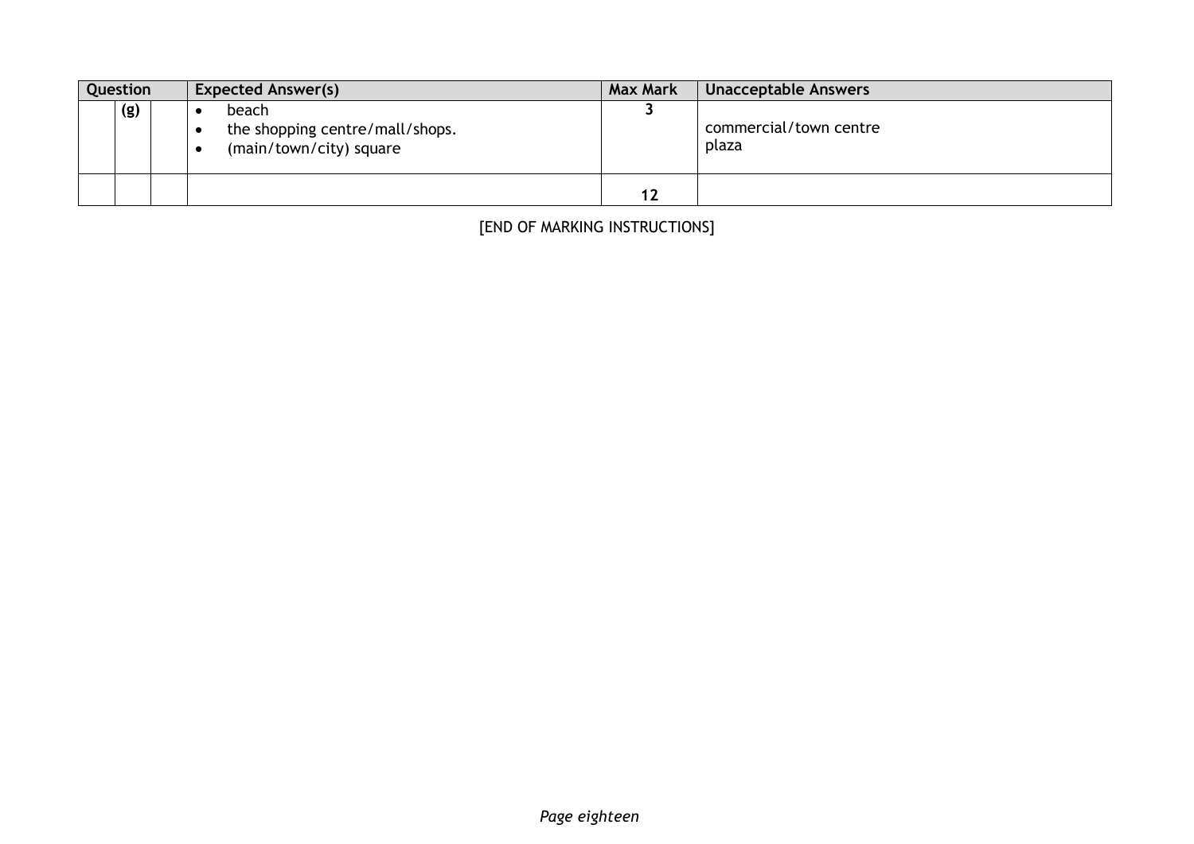| Question | | | Expected Answer(s) | Max Mark | Unacceptable Answers |
|---|---|---|---|---|---|
| | (g) | | • beach<br>• the shopping centre/mall/shops.<br>• (main/town/city) square | 3 | commercial/town centre<br>plaza |
| | | | | 12 | |

[END OF MARKING INSTRUCTIONS]